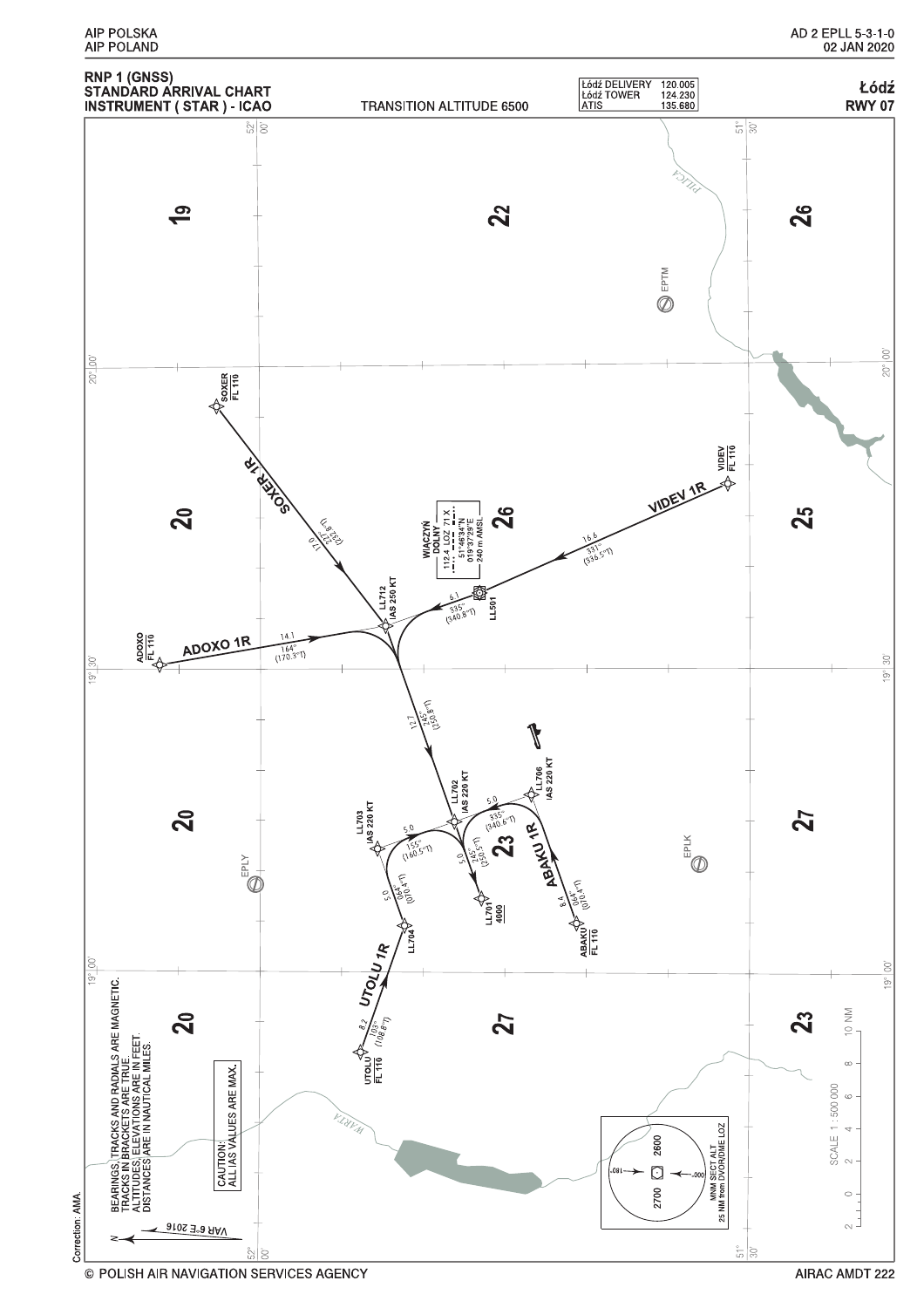# RNP 1 (GNSS) STANDARD ARRIVAL CHART INSTRUMENT (STAR) - ICAO

**TRANSITION ALTITUDE 6500**

| | |
|---|---|
| Łódź DELIVERY | 120.005 |
| Łódź TOWER | 124.230 |
| ATIS | 135.680 |

**Łódź RWY 07**

WIACZYŃ DOLNY
112.4 LOZ 71 X
51°46'34"N
019°37'29"E
240 m AMSL

SOXER FL 110 — SOXER 1R — 127° (132.8°T) 17.0 — LL712 IAS 250 KT

ADOXO FL 110 — ADOXO 1R — 164° (170.3°T) 14.1 — LL712

VIDEV FL 110 — VIDEV 1R — 331° (336.5°T) 16.6 — LL501 — 335° (340.8°T) 6.1 — LL712

LL712 — 245° (250.8°T) 12.7 — LL702 IAS 220 KT — 245° (250.5°T) 5.0 — LL701 4000

UTOLU FL 110 — UTOLU 1R — 103° (108.8°T) 8.2 — LL704 — 064° (070.4°T) 5.0 — LL703 IAS 220 KT — 155° (160.5°T) 5.0 — LL702

ABAKU FL 110 — ABAKU 1R — 064° (070.4°T) 8.4 — LL706 IAS 220 KT — 335° (340.6°T) 5.0 — LL702

EPTM, EPLY, EPLK

PILICA, WARTA

MNM SECT ALT 25 NM from DVOR/DME LOZ: 180°–000° 2600; 000°–180° 2700

BEARINGS, TRACKS AND RADIALS ARE MAGNETIC. TRACKS IN BRACKETS ARE TRUE. ALTITUDES, ELEVATIONS ARE IN FEET. DISTANCES ARE IN NAUTICAL MILES.

CAUTION: ALL IAS VALUES ARE MAX.

VAR 6°E 2016

SCALE 1 : 500 000

Correction: AMA.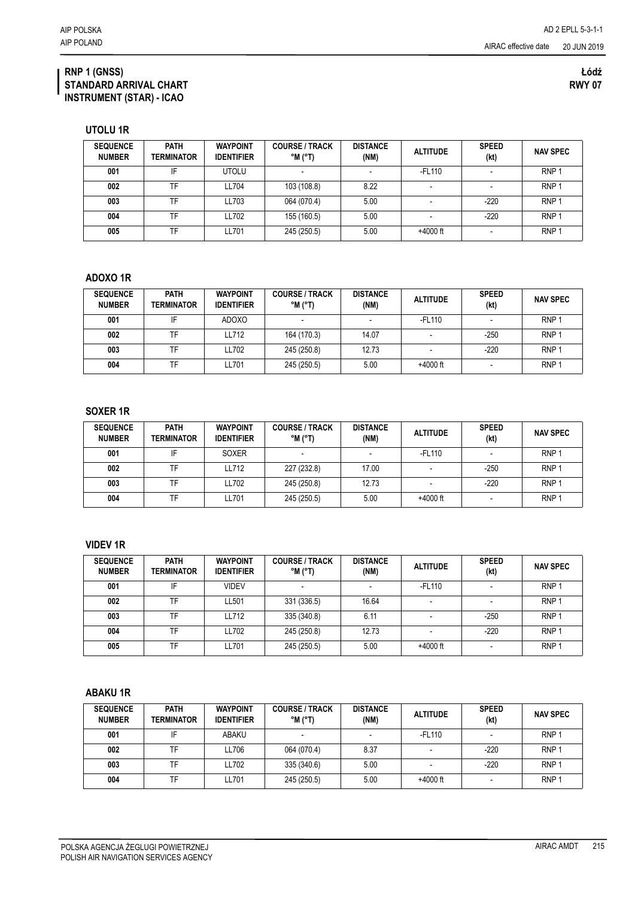# RNP 1 (GNSS) STANDARD ARRIVAL CHART INSTRUMENT (STAR) - ICAO

**Łódź**
**RWY 07**

## UTOLU 1R

| SEQUENCE NUMBER | PATH TERMINATOR | WAYPOINT IDENTIFIER | COURSE / TRACK °M (°T) | DISTANCE (NM) | ALTITUDE | SPEED (kt) | NAV SPEC |
|---|---|---|---|---|---|---|---|
| 001 | IF | UTOLU | - | - | -FL110 | - | RNP 1 |
| 002 | TF | LL704 | 103 (108.8) | 8.22 | - | - | RNP 1 |
| 003 | TF | LL703 | 064 (070.4) | 5.00 | - | -220 | RNP 1 |
| 004 | TF | LL702 | 155 (160.5) | 5.00 | - | -220 | RNP 1 |
| 005 | TF | LL701 | 245 (250.5) | 5.00 | +4000 ft | - | RNP 1 |

## ADOXO 1R

| SEQUENCE NUMBER | PATH TERMINATOR | WAYPOINT IDENTIFIER | COURSE / TRACK °M (°T) | DISTANCE (NM) | ALTITUDE | SPEED (kt) | NAV SPEC |
|---|---|---|---|---|---|---|---|
| 001 | IF | ADOXO | - | - | -FL110 | - | RNP 1 |
| 002 | TF | LL712 | 164 (170.3) | 14.07 | - | -250 | RNP 1 |
| 003 | TF | LL702 | 245 (250.8) | 12.73 | - | -220 | RNP 1 |
| 004 | TF | LL701 | 245 (250.5) | 5.00 | +4000 ft | - | RNP 1 |

## SOXER 1R

| SEQUENCE NUMBER | PATH TERMINATOR | WAYPOINT IDENTIFIER | COURSE / TRACK °M (°T) | DISTANCE (NM) | ALTITUDE | SPEED (kt) | NAV SPEC |
|---|---|---|---|---|---|---|---|
| 001 | IF | SOXER | - | - | -FL110 | - | RNP 1 |
| 002 | TF | LL712 | 227 (232.8) | 17.00 | - | -250 | RNP 1 |
| 003 | TF | LL702 | 245 (250.8) | 12.73 | - | -220 | RNP 1 |
| 004 | TF | LL701 | 245 (250.5) | 5.00 | +4000 ft | - | RNP 1 |

## VIDEV 1R

| SEQUENCE NUMBER | PATH TERMINATOR | WAYPOINT IDENTIFIER | COURSE / TRACK °M (°T) | DISTANCE (NM) | ALTITUDE | SPEED (kt) | NAV SPEC |
|---|---|---|---|---|---|---|---|
| 001 | IF | VIDEV | - | - | -FL110 | - | RNP 1 |
| 002 | TF | LL501 | 331 (336.5) | 16.64 | - | - | RNP 1 |
| 003 | TF | LL712 | 335 (340.8) | 6.11 | - | -250 | RNP 1 |
| 004 | TF | LL702 | 245 (250.8) | 12.73 | - | -220 | RNP 1 |
| 005 | TF | LL701 | 245 (250.5) | 5.00 | +4000 ft | - | RNP 1 |

## ABAKU 1R

| SEQUENCE NUMBER | PATH TERMINATOR | WAYPOINT IDENTIFIER | COURSE / TRACK °M (°T) | DISTANCE (NM) | ALTITUDE | SPEED (kt) | NAV SPEC |
|---|---|---|---|---|---|---|---|
| 001 | IF | ABAKU | - | - | -FL110 | - | RNP 1 |
| 002 | TF | LL706 | 064 (070.4) | 8.37 | - | -220 | RNP 1 |
| 003 | TF | LL702 | 335 (340.6) | 5.00 | - | -220 | RNP 1 |
| 004 | TF | LL701 | 245 (250.5) | 5.00 | +4000 ft | - | RNP 1 |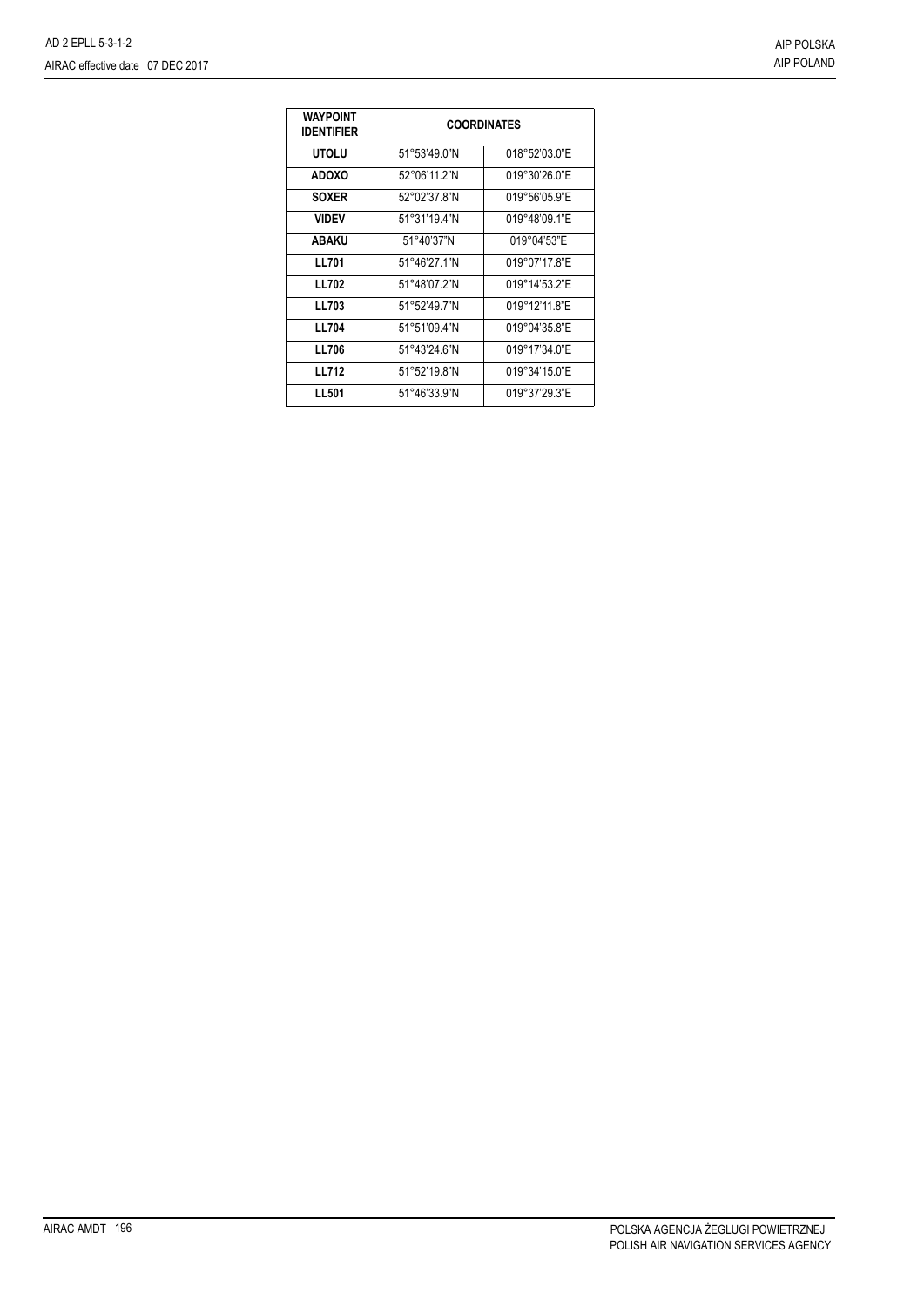| WAYPOINT IDENTIFIER | COORDINATES | |
|---|---|---|
| UTOLU | 51°53'49.0"N | 018°52'03.0"E |
| ADOXO | 52°06'11.2"N | 019°30'26.0"E |
| SOXER | 52°02'37.8"N | 019°56'05.9"E |
| VIDEV | 51°31'19.4"N | 019°48'09.1"E |
| ABAKU | 51°40'37"N | 019°04'53"E |
| LL701 | 51°46'27.1"N | 019°07'17.8"E |
| LL702 | 51°48'07.2"N | 019°14'53.2"E |
| LL703 | 51°52'49.7"N | 019°12'11.8"E |
| LL704 | 51°51'09.4"N | 019°04'35.8"E |
| LL706 | 51°43'24.6"N | 019°17'34.0"E |
| LL712 | 51°52'19.8"N | 019°34'15.0"E |
| LL501 | 51°46'33.9"N | 019°37'29.3"E |